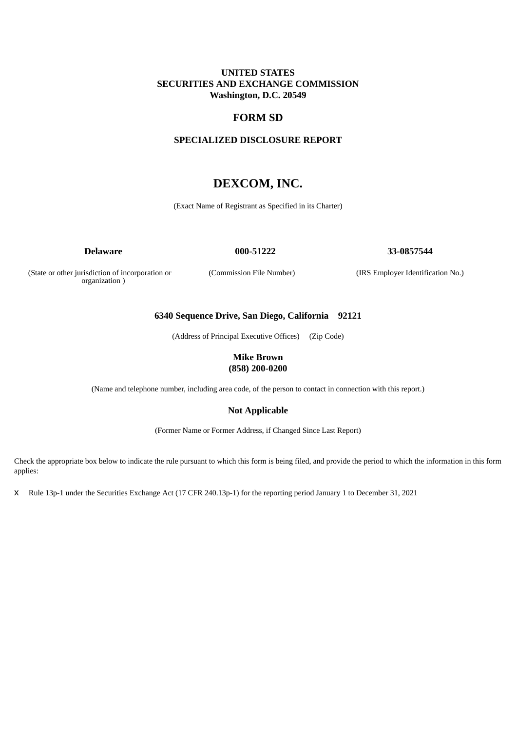**UNITED STATES**
**SECURITIES AND EXCHANGE COMMISSION**
**Washington, D.C. 20549**

# FORM SD

## SPECIALIZED DISCLOSURE REPORT

# DEXCOM, INC.

(Exact Name of Registrant as Specified in its Charter)

| **Delaware** | **000-51222** | **33-0857544** |
|---|---|---|
| (State or other jurisdiction of incorporation or organization ) | (Commission File Number) | (IRS Employer Identification No.) |

**6340 Sequence Drive, San Diego, California 92121**

(Address of Principal Executive Offices) (Zip Code)

**Mike Brown**
**(858) 200-0200**

(Name and telephone number, including area code, of the person to contact in connection with this report.)

**Not Applicable**

(Former Name or Former Address, if Changed Since Last Report)

Check the appropriate box below to indicate the rule pursuant to which this form is being filed, and provide the period to which the information in this form applies:

x Rule 13p-1 under the Securities Exchange Act (17 CFR 240.13p-1) for the reporting period January 1 to December 31, 2021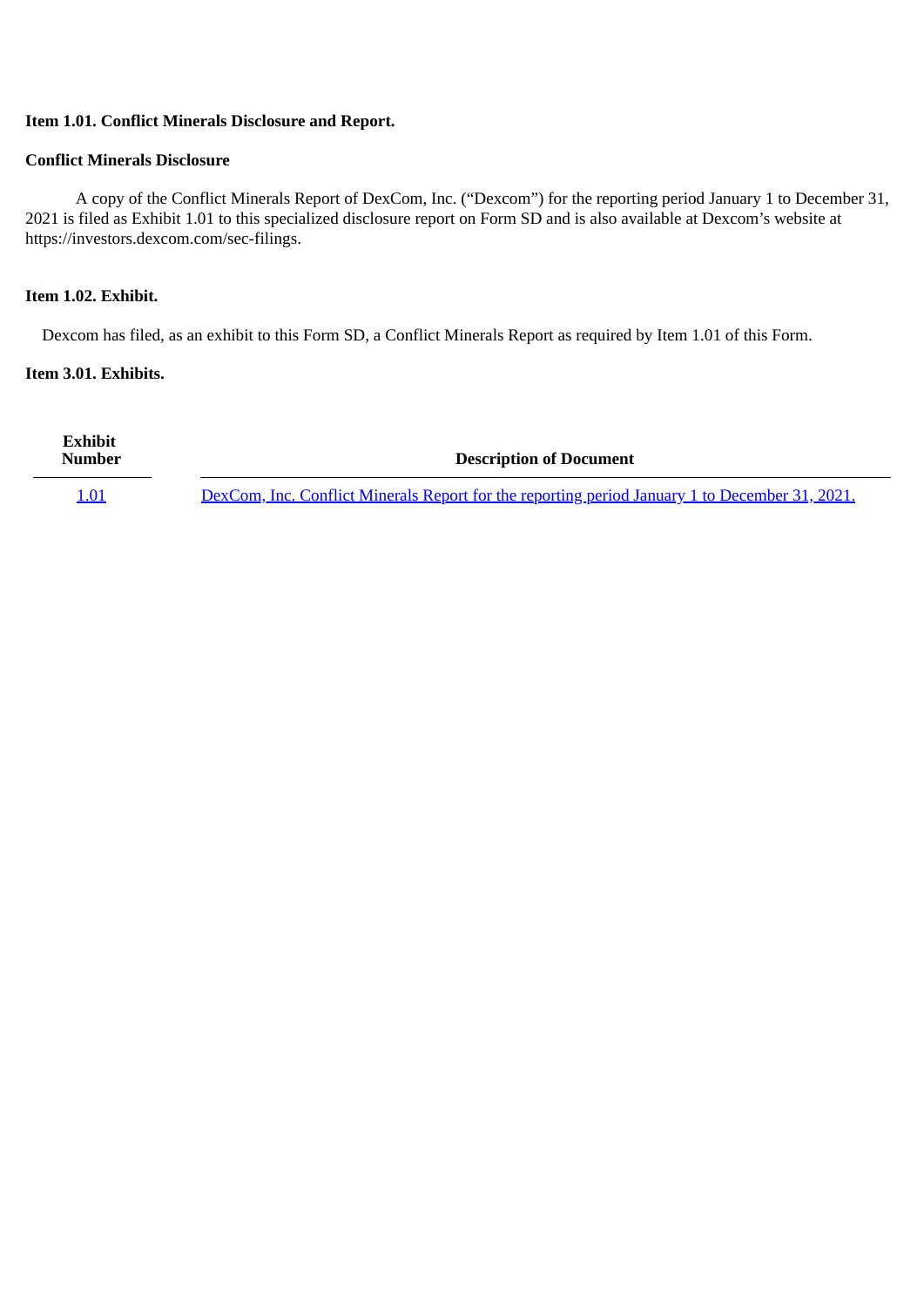**Item 1.01. Conflict Minerals Disclosure and Report.**

**Conflict Minerals Disclosure**

A copy of the Conflict Minerals Report of DexCom, Inc. ("Dexcom") for the reporting period January 1 to December 31, 2021 is filed as Exhibit 1.01 to this specialized disclosure report on Form SD and is also available at Dexcom's website at https://investors.dexcom.com/sec-filings.

**Item 1.02. Exhibit.**

Dexcom has filed, as an exhibit to this Form SD, a Conflict Minerals Report as required by Item 1.01 of this Form.

**Item 3.01. Exhibits.**

| Exhibit Number | Description of Document |
| --- | --- |
| 1.01 | DexCom, Inc. Conflict Minerals Report for the reporting period January 1 to December 31, 2021. |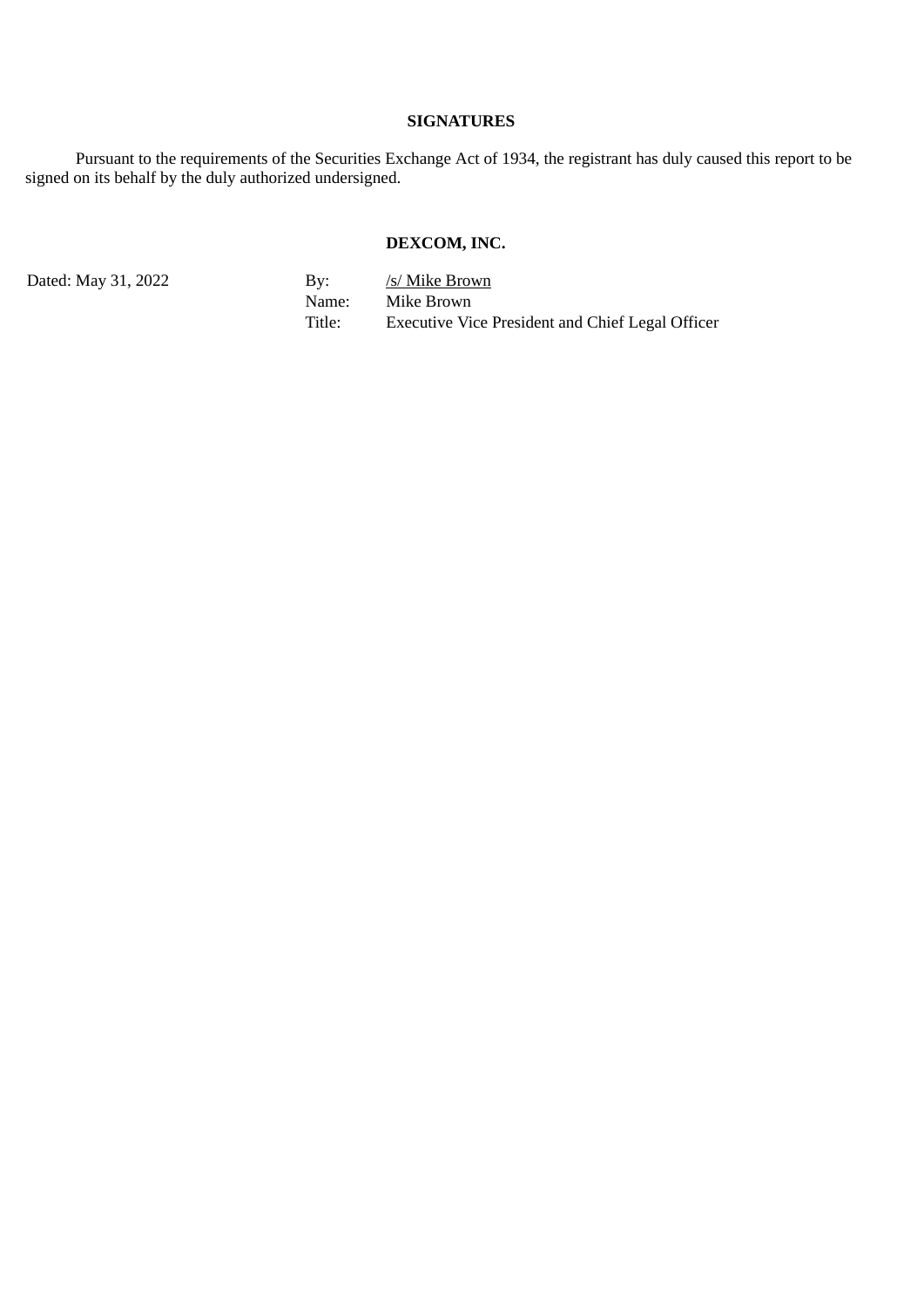**SIGNATURES**

Pursuant to the requirements of the Securities Exchange Act of 1934, the registrant has duly caused this report to be signed on its behalf by the duly authorized undersigned.

**DEXCOM, INC.**

| Dated: May 31, 2022 | By: | /s/ Mike Brown |
|---|---|---|
| | Name: | Mike Brown |
| | Title: | Executive Vice President and Chief Legal Officer |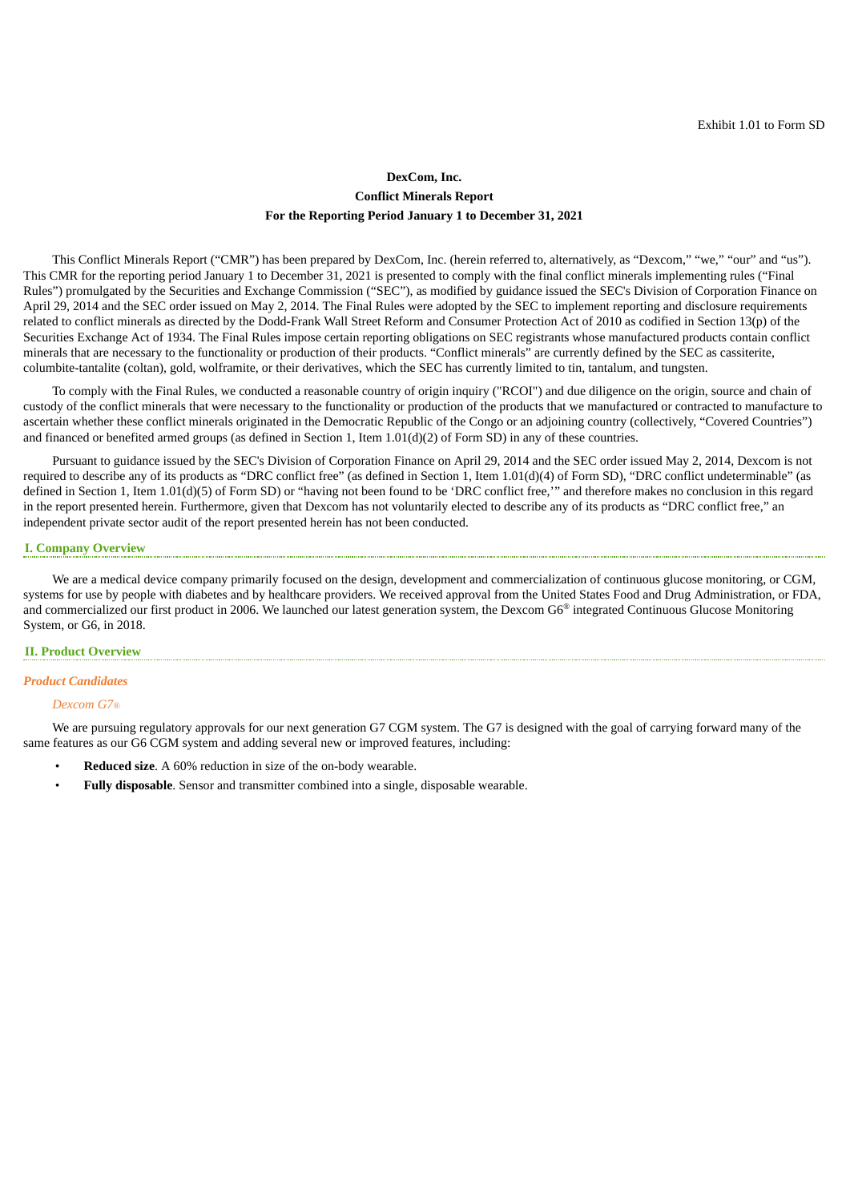Exhibit 1.01 to Form SD

**DexCom, Inc.**
**Conflict Minerals Report**
**For the Reporting Period January 1 to December 31, 2021**

This Conflict Minerals Report ("CMR") has been prepared by DexCom, Inc. (herein referred to, alternatively, as "Dexcom," "we," "our" and "us"). This CMR for the reporting period January 1 to December 31, 2021 is presented to comply with the final conflict minerals implementing rules ("Final Rules") promulgated by the Securities and Exchange Commission ("SEC"), as modified by guidance issued the SEC's Division of Corporation Finance on April 29, 2014 and the SEC order issued on May 2, 2014. The Final Rules were adopted by the SEC to implement reporting and disclosure requirements related to conflict minerals as directed by the Dodd-Frank Wall Street Reform and Consumer Protection Act of 2010 as codified in Section 13(p) of the Securities Exchange Act of 1934. The Final Rules impose certain reporting obligations on SEC registrants whose manufactured products contain conflict minerals that are necessary to the functionality or production of their products. "Conflict minerals" are currently defined by the SEC as cassiterite, columbite-tantalite (coltan), gold, wolframite, or their derivatives, which the SEC has currently limited to tin, tantalum, and tungsten.

To comply with the Final Rules, we conducted a reasonable country of origin inquiry ("RCOI") and due diligence on the origin, source and chain of custody of the conflict minerals that were necessary to the functionality or production of the products that we manufactured or contracted to manufacture to ascertain whether these conflict minerals originated in the Democratic Republic of the Congo or an adjoining country (collectively, "Covered Countries") and financed or benefited armed groups (as defined in Section 1, Item 1.01(d)(2) of Form SD) in any of these countries.

Pursuant to guidance issued by the SEC's Division of Corporation Finance on April 29, 2014 and the SEC order issued May 2, 2014, Dexcom is not required to describe any of its products as "DRC conflict free" (as defined in Section 1, Item 1.01(d)(4) of Form SD), "DRC conflict undeterminable" (as defined in Section 1, Item 1.01(d)(5) of Form SD) or "having not been found to be 'DRC conflict free,'" and therefore makes no conclusion in this regard in the report presented herein. Furthermore, given that Dexcom has not voluntarily elected to describe any of its products as "DRC conflict free," an independent private sector audit of the report presented herein has not been conducted.

## I. Company Overview

We are a medical device company primarily focused on the design, development and commercialization of continuous glucose monitoring, or CGM, systems for use by people with diabetes and by healthcare providers. We received approval from the United States Food and Drug Administration, or FDA, and commercialized our first product in 2006. We launched our latest generation system, the Dexcom G6® integrated Continuous Glucose Monitoring System, or G6, in 2018.

## II. Product Overview

### *Product Candidates*

#### *Dexcom G7®*

We are pursuing regulatory approvals for our next generation G7 CGM system. The G7 is designed with the goal of carrying forward many of the same features as our G6 CGM system and adding several new or improved features, including:

- **Reduced size**. A 60% reduction in size of the on-body wearable.
- **Fully disposable**. Sensor and transmitter combined into a single, disposable wearable.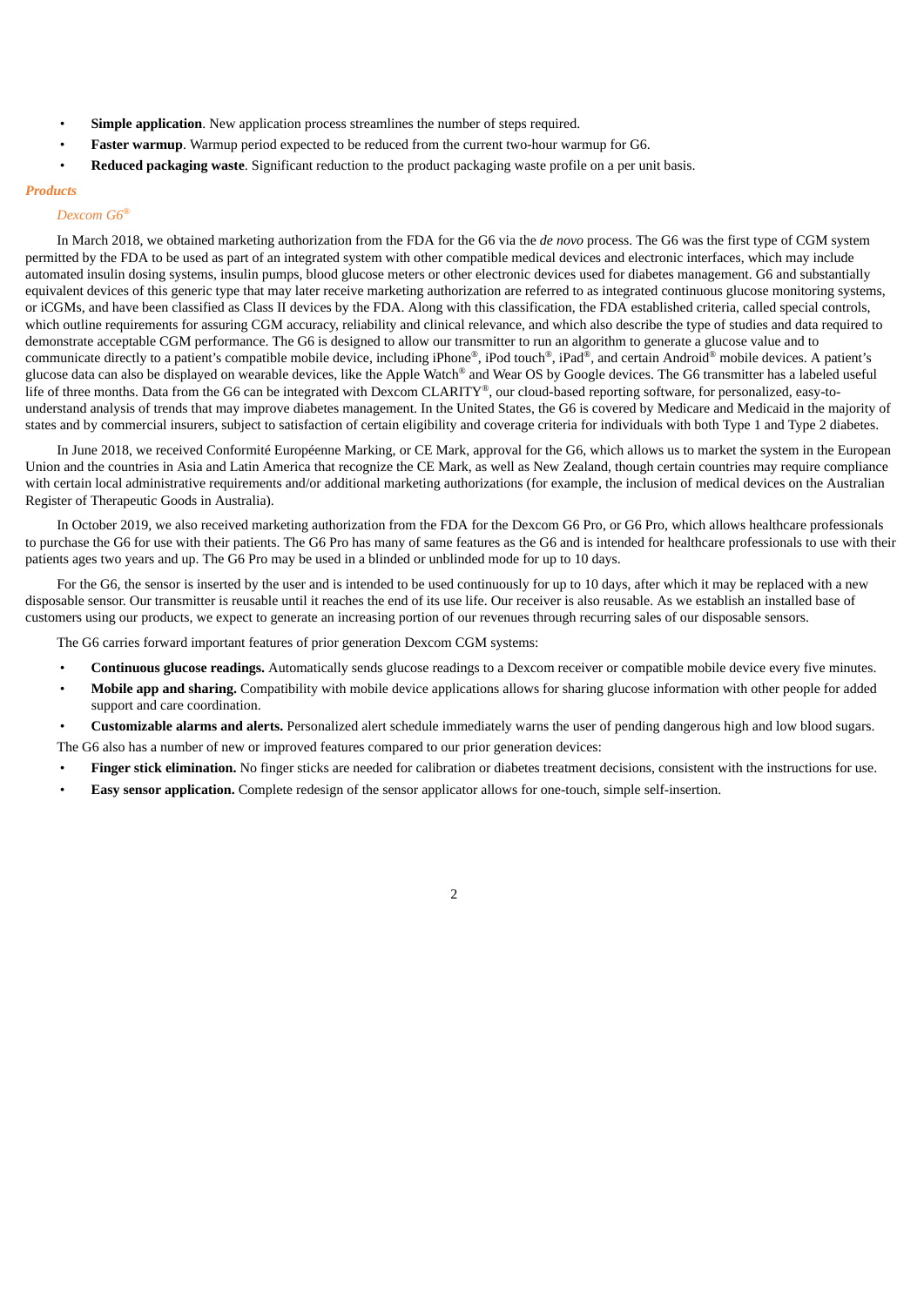- **Simple application**. New application process streamlines the number of steps required.
- **Faster warmup**. Warmup period expected to be reduced from the current two-hour warmup for G6.
- **Reduced packaging waste**. Significant reduction to the product packaging waste profile on a per unit basis.

### *Products*

#### *Dexcom G6®*

In March 2018, we obtained marketing authorization from the FDA for the G6 via the *de novo* process. The G6 was the first type of CGM system permitted by the FDA to be used as part of an integrated system with other compatible medical devices and electronic interfaces, which may include automated insulin dosing systems, insulin pumps, blood glucose meters or other electronic devices used for diabetes management. G6 and substantially equivalent devices of this generic type that may later receive marketing authorization are referred to as integrated continuous glucose monitoring systems, or iCGMs, and have been classified as Class II devices by the FDA. Along with this classification, the FDA established criteria, called special controls, which outline requirements for assuring CGM accuracy, reliability and clinical relevance, and which also describe the type of studies and data required to demonstrate acceptable CGM performance. The G6 is designed to allow our transmitter to run an algorithm to generate a glucose value and to communicate directly to a patient's compatible mobile device, including iPhone®, iPod touch®, iPad®, and certain Android® mobile devices. A patient's glucose data can also be displayed on wearable devices, like the Apple Watch® and Wear OS by Google devices. The G6 transmitter has a labeled useful life of three months. Data from the G6 can be integrated with Dexcom CLARITY®, our cloud-based reporting software, for personalized, easy-to-understand analysis of trends that may improve diabetes management. In the United States, the G6 is covered by Medicare and Medicaid in the majority of states and by commercial insurers, subject to satisfaction of certain eligibility and coverage criteria for individuals with both Type 1 and Type 2 diabetes.

In June 2018, we received Conformité Européenne Marking, or CE Mark, approval for the G6, which allows us to market the system in the European Union and the countries in Asia and Latin America that recognize the CE Mark, as well as New Zealand, though certain countries may require compliance with certain local administrative requirements and/or additional marketing authorizations (for example, the inclusion of medical devices on the Australian Register of Therapeutic Goods in Australia).

In October 2019, we also received marketing authorization from the FDA for the Dexcom G6 Pro, or G6 Pro, which allows healthcare professionals to purchase the G6 for use with their patients. The G6 Pro has many of same features as the G6 and is intended for healthcare professionals to use with their patients ages two years and up. The G6 Pro may be used in a blinded or unblinded mode for up to 10 days.

For the G6, the sensor is inserted by the user and is intended to be used continuously for up to 10 days, after which it may be replaced with a new disposable sensor. Our transmitter is reusable until it reaches the end of its use life. Our receiver is also reusable. As we establish an installed base of customers using our products, we expect to generate an increasing portion of our revenues through recurring sales of our disposable sensors.

The G6 carries forward important features of prior generation Dexcom CGM systems:

- **Continuous glucose readings.** Automatically sends glucose readings to a Dexcom receiver or compatible mobile device every five minutes.
- **Mobile app and sharing.** Compatibility with mobile device applications allows for sharing glucose information with other people for added support and care coordination.
- **Customizable alarms and alerts.** Personalized alert schedule immediately warns the user of pending dangerous high and low blood sugars.

The G6 also has a number of new or improved features compared to our prior generation devices:

- **Finger stick elimination.** No finger sticks are needed for calibration or diabetes treatment decisions, consistent with the instructions for use.
- **Easy sensor application.** Complete redesign of the sensor applicator allows for one-touch, simple self-insertion.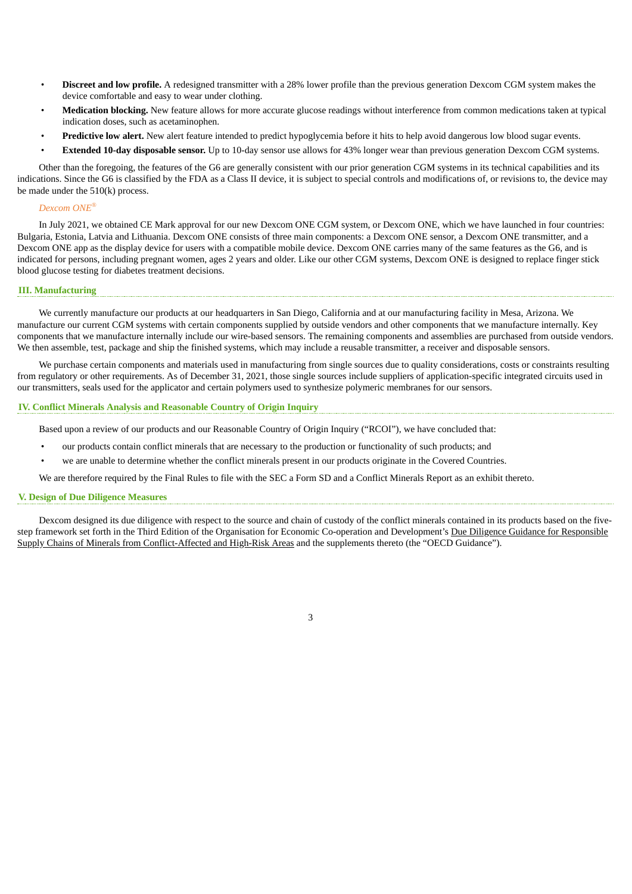- **Discreet and low profile.** A redesigned transmitter with a 28% lower profile than the previous generation Dexcom CGM system makes the device comfortable and easy to wear under clothing.
- **Medication blocking.** New feature allows for more accurate glucose readings without interference from common medications taken at typical indication doses, such as acetaminophen.
- **Predictive low alert.** New alert feature intended to predict hypoglycemia before it hits to help avoid dangerous low blood sugar events.
- **Extended 10-day disposable sensor.** Up to 10-day sensor use allows for 43% longer wear than previous generation Dexcom CGM systems.

Other than the foregoing, the features of the G6 are generally consistent with our prior generation CGM systems in its technical capabilities and its indications. Since the G6 is classified by the FDA as a Class II device, it is subject to special controls and modifications of, or revisions to, the device may be made under the 510(k) process.

*Dexcom ONE®*

In July 2021, we obtained CE Mark approval for our new Dexcom ONE CGM system, or Dexcom ONE, which we have launched in four countries: Bulgaria, Estonia, Latvia and Lithuania. Dexcom ONE consists of three main components: a Dexcom ONE sensor, a Dexcom ONE transmitter, and a Dexcom ONE app as the display device for users with a compatible mobile device. Dexcom ONE carries many of the same features as the G6, and is indicated for persons, including pregnant women, ages 2 years and older. Like our other CGM systems, Dexcom ONE is designed to replace finger stick blood glucose testing for diabetes treatment decisions.

## III. Manufacturing

We currently manufacture our products at our headquarters in San Diego, California and at our manufacturing facility in Mesa, Arizona. We manufacture our current CGM systems with certain components supplied by outside vendors and other components that we manufacture internally. Key components that we manufacture internally include our wire-based sensors. The remaining components and assemblies are purchased from outside vendors. We then assemble, test, package and ship the finished systems, which may include a reusable transmitter, a receiver and disposable sensors.

We purchase certain components and materials used in manufacturing from single sources due to quality considerations, costs or constraints resulting from regulatory or other requirements. As of December 31, 2021, those single sources include suppliers of application-specific integrated circuits used in our transmitters, seals used for the applicator and certain polymers used to synthesize polymeric membranes for our sensors.

## IV. Conflict Minerals Analysis and Reasonable Country of Origin Inquiry

Based upon a review of our products and our Reasonable Country of Origin Inquiry ("RCOI"), we have concluded that:

- our products contain conflict minerals that are necessary to the production or functionality of such products; and
- we are unable to determine whether the conflict minerals present in our products originate in the Covered Countries.

We are therefore required by the Final Rules to file with the SEC a Form SD and a Conflict Minerals Report as an exhibit thereto.

## V. Design of Due Diligence Measures

Dexcom designed its due diligence with respect to the source and chain of custody of the conflict minerals contained in its products based on the five-step framework set forth in the Third Edition of the Organisation for Economic Co-operation and Development's Due Diligence Guidance for Responsible Supply Chains of Minerals from Conflict-Affected and High-Risk Areas and the supplements thereto (the "OECD Guidance").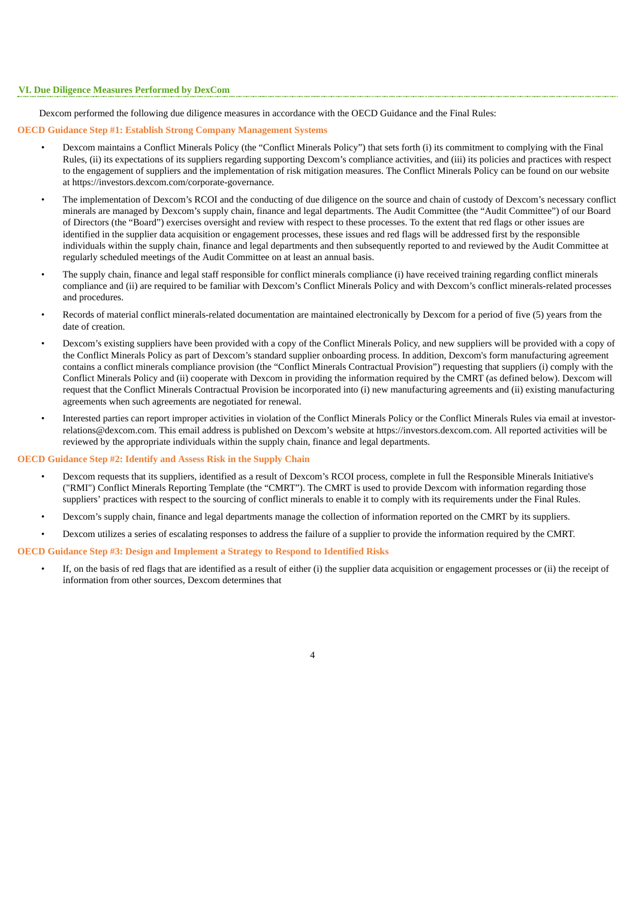## VI. Due Diligence Measures Performed by DexCom

Dexcom performed the following due diligence measures in accordance with the OECD Guidance and the Final Rules:

### OECD Guidance Step #1: Establish Strong Company Management Systems

- Dexcom maintains a Conflict Minerals Policy (the "Conflict Minerals Policy") that sets forth (i) its commitment to complying with the Final Rules, (ii) its expectations of its suppliers regarding supporting Dexcom's compliance activities, and (iii) its policies and practices with respect to the engagement of suppliers and the implementation of risk mitigation measures. The Conflict Minerals Policy can be found on our website at https://investors.dexcom.com/corporate-governance.
- The implementation of Dexcom's RCOI and the conducting of due diligence on the source and chain of custody of Dexcom's necessary conflict minerals are managed by Dexcom's supply chain, finance and legal departments. The Audit Committee (the "Audit Committee") of our Board of Directors (the "Board") exercises oversight and review with respect to these processes. To the extent that red flags or other issues are identified in the supplier data acquisition or engagement processes, these issues and red flags will be addressed first by the responsible individuals within the supply chain, finance and legal departments and then subsequently reported to and reviewed by the Audit Committee at regularly scheduled meetings of the Audit Committee on at least an annual basis.
- The supply chain, finance and legal staff responsible for conflict minerals compliance (i) have received training regarding conflict minerals compliance and (ii) are required to be familiar with Dexcom's Conflict Minerals Policy and with Dexcom's conflict minerals-related processes and procedures.
- Records of material conflict minerals-related documentation are maintained electronically by Dexcom for a period of five (5) years from the date of creation.
- Dexcom's existing suppliers have been provided with a copy of the Conflict Minerals Policy, and new suppliers will be provided with a copy of the Conflict Minerals Policy as part of Dexcom's standard supplier onboarding process. In addition, Dexcom's form manufacturing agreement contains a conflict minerals compliance provision (the "Conflict Minerals Contractual Provision") requesting that suppliers (i) comply with the Conflict Minerals Policy and (ii) cooperate with Dexcom in providing the information required by the CMRT (as defined below). Dexcom will request that the Conflict Minerals Contractual Provision be incorporated into (i) new manufacturing agreements and (ii) existing manufacturing agreements when such agreements are negotiated for renewal.
- Interested parties can report improper activities in violation of the Conflict Minerals Policy or the Conflict Minerals Rules via email at investor-relations@dexcom.com. This email address is published on Dexcom's website at https://investors.dexcom.com. All reported activities will be reviewed by the appropriate individuals within the supply chain, finance and legal departments.

### OECD Guidance Step #2: Identify and Assess Risk in the Supply Chain

- Dexcom requests that its suppliers, identified as a result of Dexcom's RCOI process, complete in full the Responsible Minerals Initiative's ("RMI") Conflict Minerals Reporting Template (the "CMRT"). The CMRT is used to provide Dexcom with information regarding those suppliers' practices with respect to the sourcing of conflict minerals to enable it to comply with its requirements under the Final Rules.
- Dexcom's supply chain, finance and legal departments manage the collection of information reported on the CMRT by its suppliers.
- Dexcom utilizes a series of escalating responses to address the failure of a supplier to provide the information required by the CMRT.

### OECD Guidance Step #3: Design and Implement a Strategy to Respond to Identified Risks

- If, on the basis of red flags that are identified as a result of either (i) the supplier data acquisition or engagement processes or (ii) the receipt of information from other sources, Dexcom determines that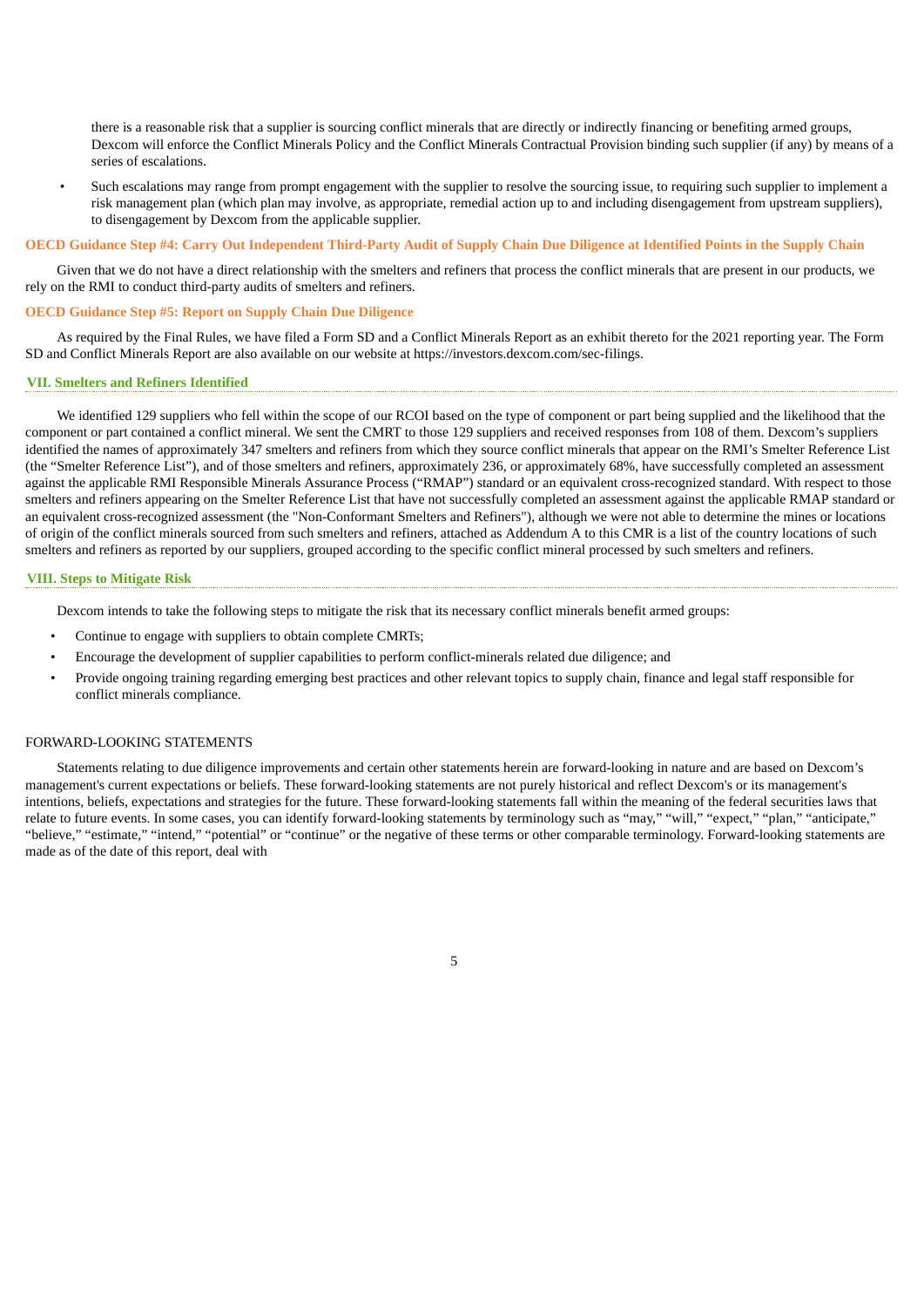there is a reasonable risk that a supplier is sourcing conflict minerals that are directly or indirectly financing or benefiting armed groups, Dexcom will enforce the Conflict Minerals Policy and the Conflict Minerals Contractual Provision binding such supplier (if any) by means of a series of escalations.

- Such escalations may range from prompt engagement with the supplier to resolve the sourcing issue, to requiring such supplier to implement a risk management plan (which plan may involve, as appropriate, remedial action up to and including disengagement from upstream suppliers), to disengagement by Dexcom from the applicable supplier.

### OECD Guidance Step #4: Carry Out Independent Third-Party Audit of Supply Chain Due Diligence at Identified Points in the Supply Chain

Given that we do not have a direct relationship with the smelters and refiners that process the conflict minerals that are present in our products, we rely on the RMI to conduct third-party audits of smelters and refiners.

### OECD Guidance Step #5: Report on Supply Chain Due Diligence

As required by the Final Rules, we have filed a Form SD and a Conflict Minerals Report as an exhibit thereto for the 2021 reporting year. The Form SD and Conflict Minerals Report are also available on our website at https://investors.dexcom.com/sec-filings.

## VII. Smelters and Refiners Identified

We identified 129 suppliers who fell within the scope of our RCOI based on the type of component or part being supplied and the likelihood that the component or part contained a conflict mineral. We sent the CMRT to those 129 suppliers and received responses from 108 of them. Dexcom's suppliers identified the names of approximately 347 smelters and refiners from which they source conflict minerals that appear on the RMI's Smelter Reference List (the "Smelter Reference List"), and of those smelters and refiners, approximately 236, or approximately 68%, have successfully completed an assessment against the applicable RMI Responsible Minerals Assurance Process ("RMAP") standard or an equivalent cross-recognized standard. With respect to those smelters and refiners appearing on the Smelter Reference List that have not successfully completed an assessment against the applicable RMAP standard or an equivalent cross-recognized assessment (the "Non-Conformant Smelters and Refiners"), although we were not able to determine the mines or locations of origin of the conflict minerals sourced from such smelters and refiners, attached as Addendum A to this CMR is a list of the country locations of such smelters and refiners as reported by our suppliers, grouped according to the specific conflict mineral processed by such smelters and refiners.

## VIII. Steps to Mitigate Risk

Dexcom intends to take the following steps to mitigate the risk that its necessary conflict minerals benefit armed groups:

- Continue to engage with suppliers to obtain complete CMRTs;
- Encourage the development of supplier capabilities to perform conflict-minerals related due diligence; and
- Provide ongoing training regarding emerging best practices and other relevant topics to supply chain, finance and legal staff responsible for conflict minerals compliance.

FORWARD-LOOKING STATEMENTS

Statements relating to due diligence improvements and certain other statements herein are forward-looking in nature and are based on Dexcom's management's current expectations or beliefs. These forward-looking statements are not purely historical and reflect Dexcom's or its management's intentions, beliefs, expectations and strategies for the future. These forward-looking statements fall within the meaning of the federal securities laws that relate to future events. In some cases, you can identify forward-looking statements by terminology such as "may," "will," "expect," "plan," "anticipate," "believe," "estimate," "intend," "potential" or "continue" or the negative of these terms or other comparable terminology. Forward-looking statements are made as of the date of this report, deal with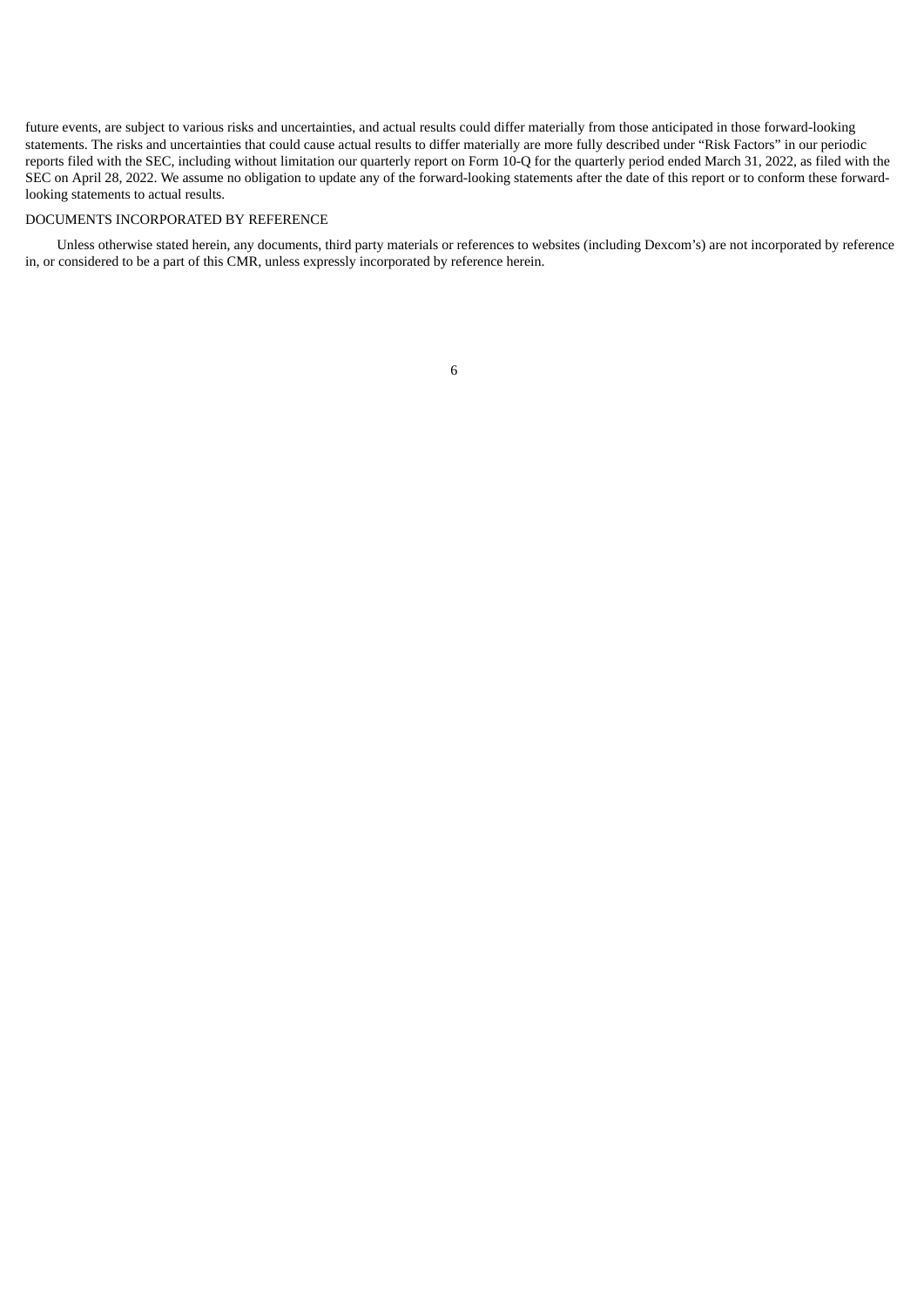future events, are subject to various risks and uncertainties, and actual results could differ materially from those anticipated in those forward-looking statements. The risks and uncertainties that could cause actual results to differ materially are more fully described under "Risk Factors" in our periodic reports filed with the SEC, including without limitation our quarterly report on Form 10-Q for the quarterly period ended March 31, 2022, as filed with the SEC on April 28, 2022. We assume no obligation to update any of the forward-looking statements after the date of this report or to conform these forward-looking statements to actual results.

## DOCUMENTS INCORPORATED BY REFERENCE

Unless otherwise stated herein, any documents, third party materials or references to websites (including Dexcom's) are not incorporated by reference in, or considered to be a part of this CMR, unless expressly incorporated by reference herein.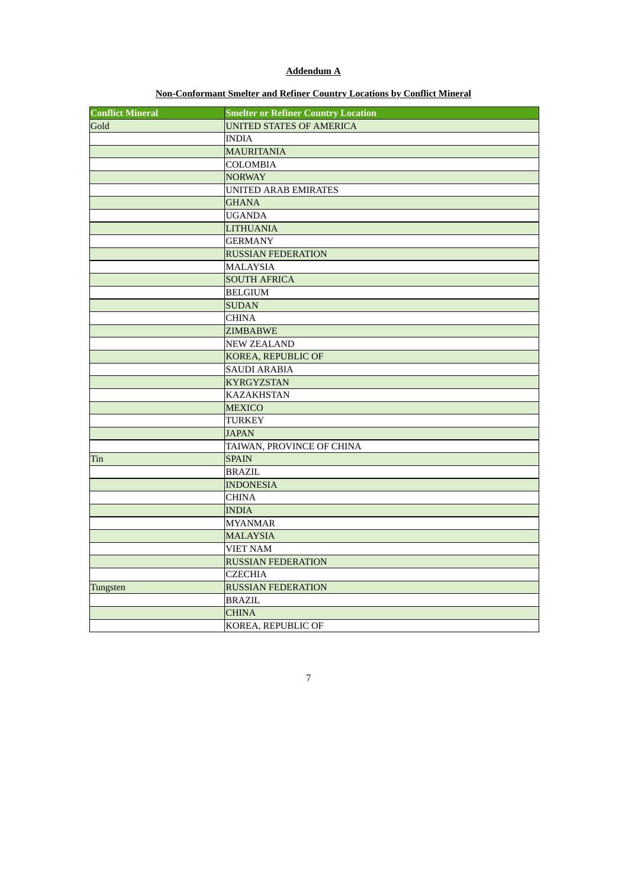## Addendum A

### Non-Conformant Smelter and Refiner Country Locations by Conflict Mineral

| Conflict Mineral | Smelter or Refiner Country Location |
|---|---|
| Gold | UNITED STATES OF AMERICA |
| | INDIA |
| | MAURITANIA |
| | COLOMBIA |
| | NORWAY |
| | UNITED ARAB EMIRATES |
| | GHANA |
| | UGANDA |
| | LITHUANIA |
| | GERMANY |
| | RUSSIAN FEDERATION |
| | MALAYSIA |
| | SOUTH AFRICA |
| | BELGIUM |
| | SUDAN |
| | CHINA |
| | ZIMBABWE |
| | NEW ZEALAND |
| | KOREA, REPUBLIC OF |
| | SAUDI ARABIA |
| | KYRGYZSTAN |
| | KAZAKHSTAN |
| | MEXICO |
| | TURKEY |
| | JAPAN |
| | TAIWAN, PROVINCE OF CHINA |
| Tin | SPAIN |
| | BRAZIL |
| | INDONESIA |
| | CHINA |
| | INDIA |
| | MYANMAR |
| | MALAYSIA |
| | VIET NAM |
| | RUSSIAN FEDERATION |
| | CZECHIA |
| Tungsten | RUSSIAN FEDERATION |
| | BRAZIL |
| | CHINA |
| | KOREA, REPUBLIC OF |